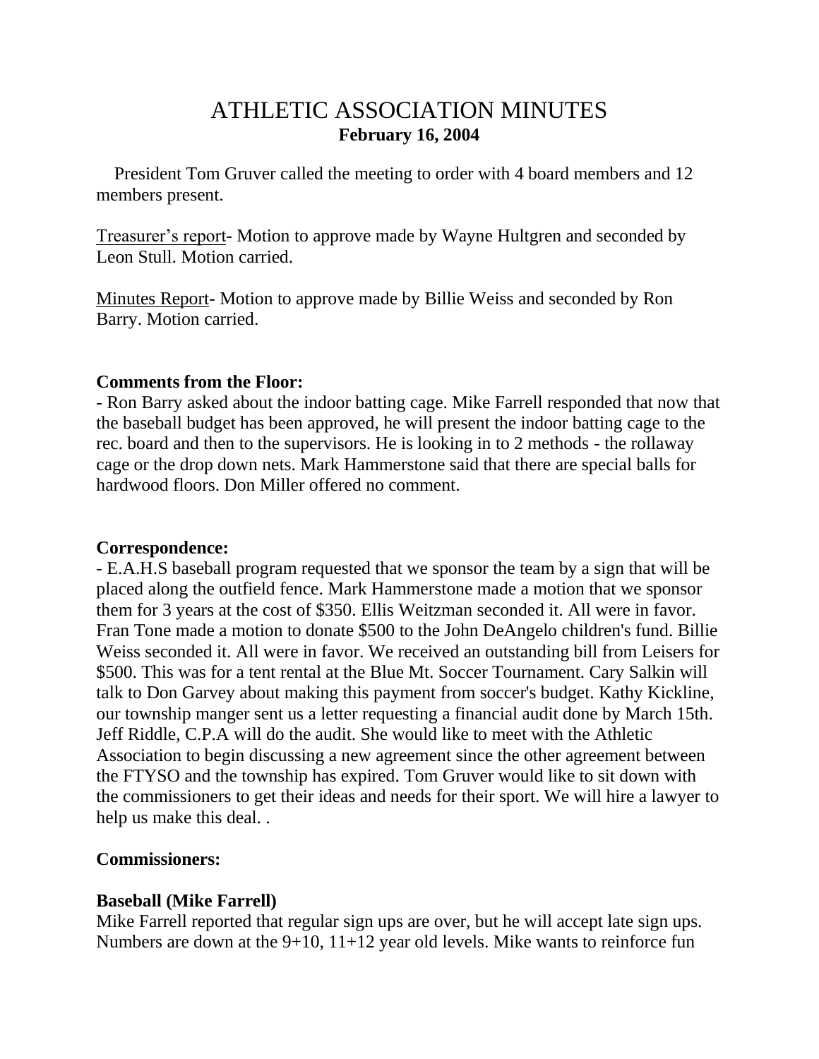# ATHLETIC ASSOCIATION MINUTES
**February 16, 2004**

President Tom Gruver called the meeting to order with 4 board members and 12 members present.

Treasurer's report- Motion to approve made by Wayne Hultgren and seconded by Leon Stull. Motion carried.

Minutes Report- Motion to approve made by Billie Weiss and seconded by Ron Barry. Motion carried.

**Comments from the Floor:**

- Ron Barry asked about the indoor batting cage. Mike Farrell responded that now that the baseball budget has been approved, he will present the indoor batting cage to the rec. board and then to the supervisors. He is looking in to 2 methods - the rollaway cage or the drop down nets. Mark Hammerstone said that there are special balls for hardwood floors. Don Miller offered no comment.

**Correspondence:**

- E.A.H.S baseball program requested that we sponsor the team by a sign that will be placed along the outfield fence. Mark Hammerstone made a motion that we sponsor them for 3 years at the cost of $350. Ellis Weitzman seconded it. All were in favor. Fran Tone made a motion to donate $500 to the John DeAngelo children's fund. Billie Weiss seconded it. All were in favor. We received an outstanding bill from Leisers for $500. This was for a tent rental at the Blue Mt. Soccer Tournament. Cary Salkin will talk to Don Garvey about making this payment from soccer's budget. Kathy Kickline, our township manger sent us a letter requesting a financial audit done by March 15th. Jeff Riddle, C.P.A will do the audit. She would like to meet with the Athletic Association to begin discussing a new agreement since the other agreement between the FTYSO and the township has expired. Tom Gruver would like to sit down with the commissioners to get their ideas and needs for their sport. We will hire a lawyer to help us make this deal. .

**Commissioners:**

**Baseball (Mike Farrell)**

Mike Farrell reported that regular sign ups are over, but he will accept late sign ups. Numbers are down at the 9+10, 11+12 year old levels. Mike wants to reinforce fun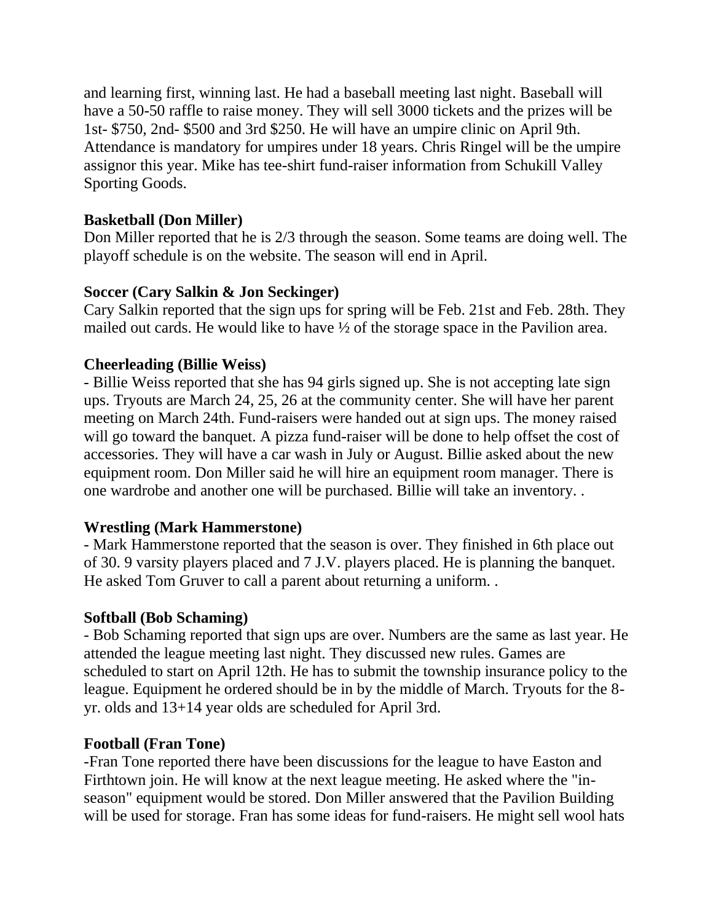and learning first, winning last. He had a baseball meeting last night. Baseball will have a 50-50 raffle to raise money. They will sell 3000 tickets and the prizes will be 1st- $750, 2nd- $500 and 3rd $250. He will have an umpire clinic on April 9th. Attendance is mandatory for umpires under 18 years. Chris Ringel will be the umpire assignor this year. Mike has tee-shirt fund-raiser information from Schukill Valley Sporting Goods.

**Basketball (Don Miller)**
Don Miller reported that he is 2/3 through the season. Some teams are doing well. The playoff schedule is on the website. The season will end in April.

**Soccer (Cary Salkin & Jon Seckinger)**
Cary Salkin reported that the sign ups for spring will be Feb. 21st and Feb. 28th. They mailed out cards. He would like to have ½ of the storage space in the Pavilion area.

**Cheerleading (Billie Weiss)**
- Billie Weiss reported that she has 94 girls signed up. She is not accepting late sign ups. Tryouts are March 24, 25, 26 at the community center. She will have her parent meeting on March 24th. Fund-raisers were handed out at sign ups. The money raised will go toward the banquet. A pizza fund-raiser will be done to help offset the cost of accessories. They will have a car wash in July or August. Billie asked about the new equipment room. Don Miller said he will hire an equipment room manager. There is one wardrobe and another one will be purchased. Billie will take an inventory. .

**Wrestling (Mark Hammerstone)**
- Mark Hammerstone reported that the season is over. They finished in 6th place out of 30. 9 varsity players placed and 7 J.V. players placed. He is planning the banquet. He asked Tom Gruver to call a parent about returning a uniform. .

**Softball (Bob Schaming)**
- Bob Schaming reported that sign ups are over. Numbers are the same as last year. He attended the league meeting last night. They discussed new rules. Games are scheduled to start on April 12th. He has to submit the township insurance policy to the league. Equipment he ordered should be in by the middle of March. Tryouts for the 8-yr. olds and 13+14 year olds are scheduled for April 3rd.

**Football (Fran Tone)**
-Fran Tone reported there have been discussions for the league to have Easton and Firthtown join. He will know at the next league meeting. He asked where the "in-season" equipment would be stored. Don Miller answered that the Pavilion Building will be used for storage. Fran has some ideas for fund-raisers. He might sell wool hats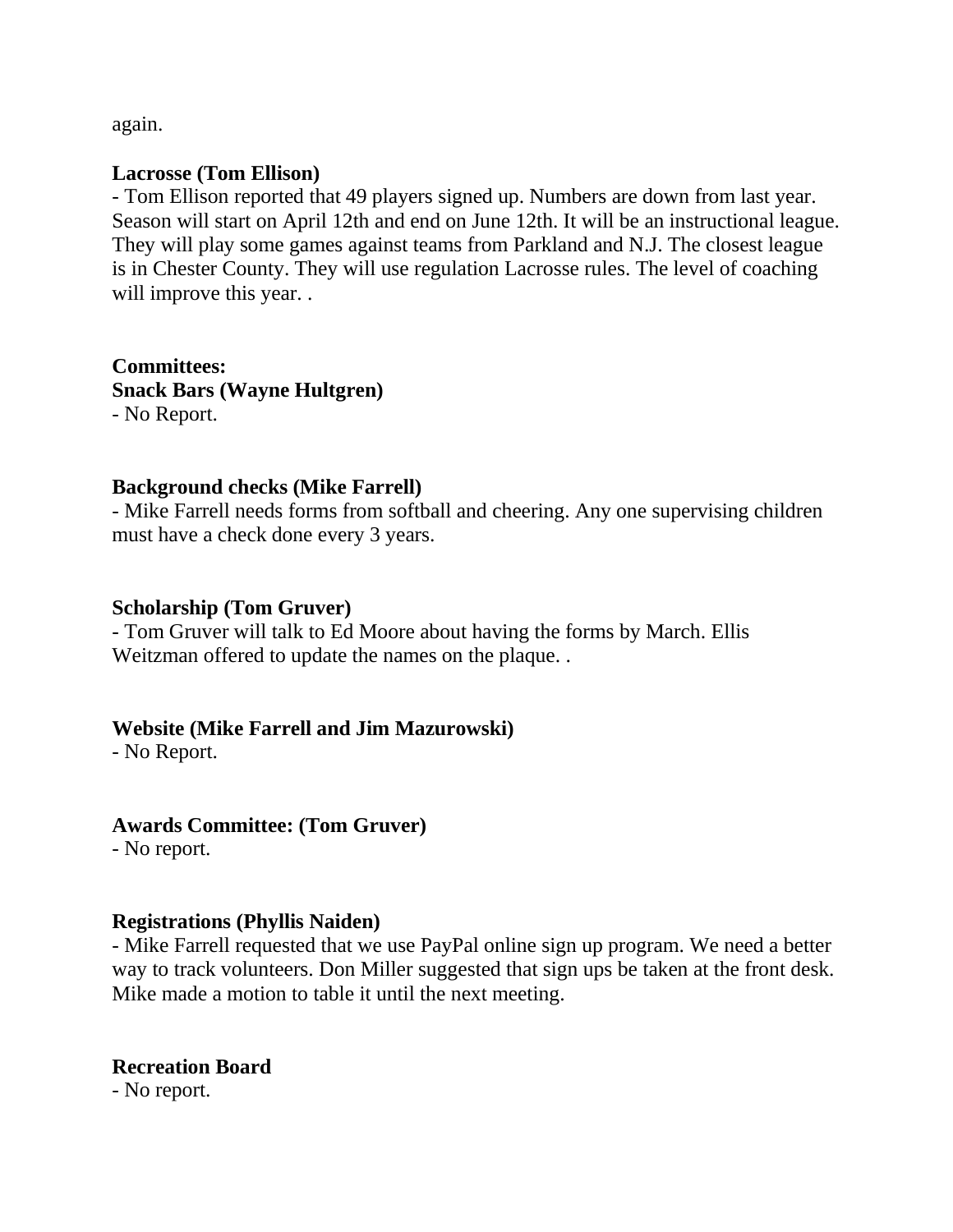again.

**Lacrosse (Tom Ellison)**

- Tom Ellison reported that 49 players signed up. Numbers are down from last year. Season will start on April 12th and end on June 12th. It will be an instructional league. They will play some games against teams from Parkland and N.J. The closest league is in Chester County. They will use regulation Lacrosse rules. The level of coaching will improve this year. .

**Committees:**

**Snack Bars (Wayne Hultgren)**

- No Report.

**Background checks (Mike Farrell)**

- Mike Farrell needs forms from softball and cheering. Any one supervising children must have a check done every 3 years.

**Scholarship (Tom Gruver)**

- Tom Gruver will talk to Ed Moore about having the forms by March. Ellis Weitzman offered to update the names on the plaque. .

**Website (Mike Farrell and Jim Mazurowski)**

- No Report.

**Awards Committee: (Tom Gruver)**

- No report.

**Registrations (Phyllis Naiden)**

- Mike Farrell requested that we use PayPal online sign up program. We need a better way to track volunteers. Don Miller suggested that sign ups be taken at the front desk. Mike made a motion to table it until the next meeting.

**Recreation Board**

- No report.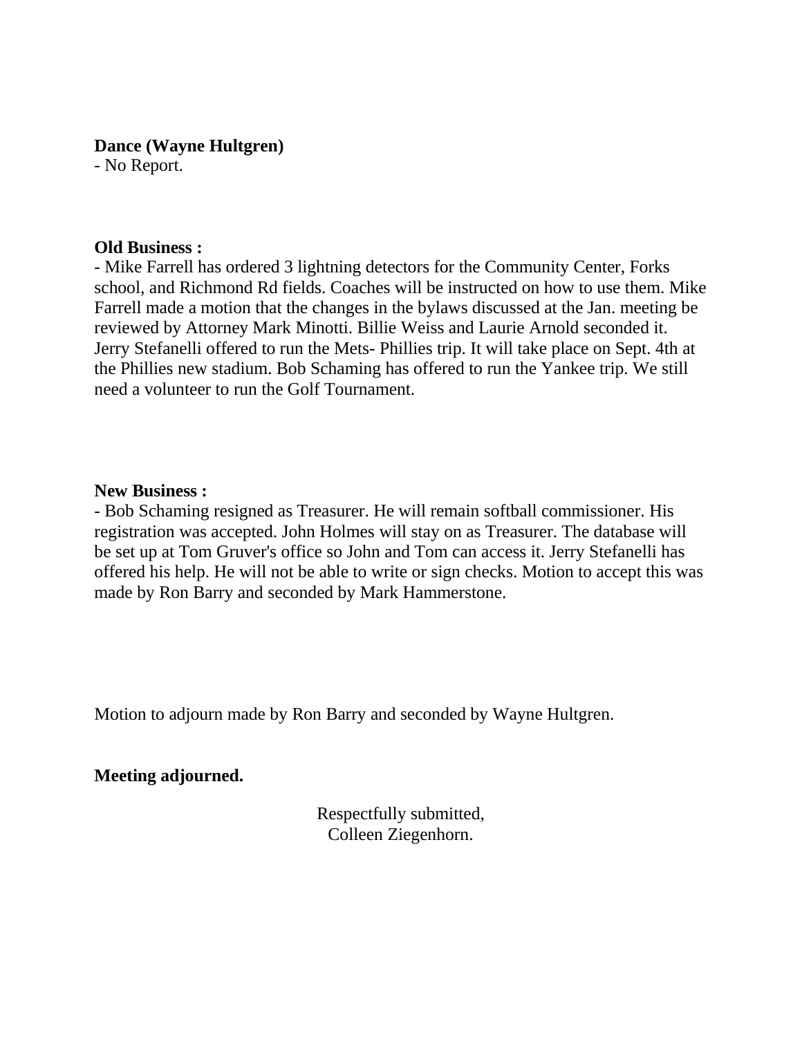**Dance (Wayne Hultgren)**
- No Report.

**Old Business :**
- Mike Farrell has ordered 3 lightning detectors for the Community Center, Forks school, and Richmond Rd fields. Coaches will be instructed on how to use them. Mike Farrell made a motion that the changes in the bylaws discussed at the Jan. meeting be reviewed by Attorney Mark Minotti. Billie Weiss and Laurie Arnold seconded it. Jerry Stefanelli offered to run the Mets- Phillies trip. It will take place on Sept. 4th at the Phillies new stadium. Bob Schaming has offered to run the Yankee trip. We still need a volunteer to run the Golf Tournament.

**New Business :**
- Bob Schaming resigned as Treasurer. He will remain softball commissioner. His registration was accepted. John Holmes will stay on as Treasurer. The database will be set up at Tom Gruver's office so John and Tom can access it. Jerry Stefanelli has offered his help. He will not be able to write or sign checks. Motion to accept this was made by Ron Barry and seconded by Mark Hammerstone.

Motion to adjourn made by Ron Barry and seconded by Wayne Hultgren.

**Meeting adjourned.**

Respectfully submitted,
Colleen Ziegenhorn.